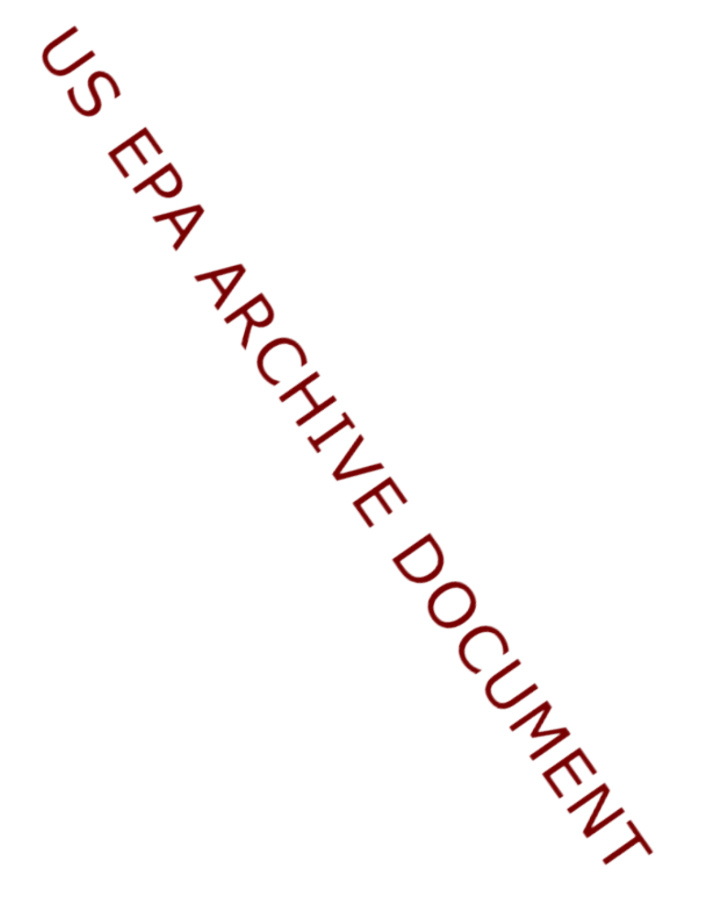US EPA ARCHIVE DOCUMENT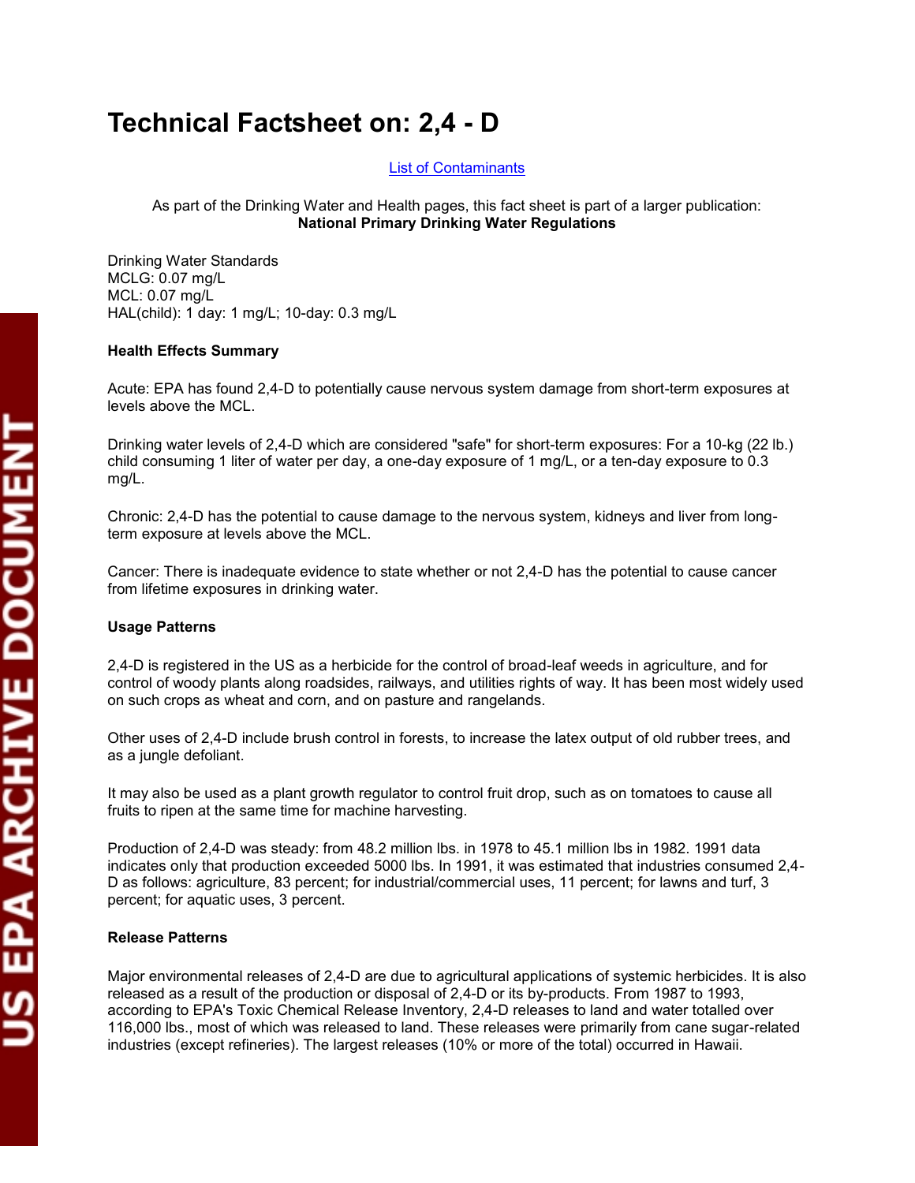# Technical Factsheet on: 2,4 - D

[List of Contaminants]

As part of the Drinking Water and Health pages, this fact sheet is part of a larger publication:
**National Primary Drinking Water Regulations**

Drinking Water Standards
MCLG: 0.07 mg/L
MCL: 0.07 mg/L
HAL(child): 1 day: 1 mg/L; 10-day: 0.3 mg/L

### Health Effects Summary

Acute: EPA has found 2,4-D to potentially cause nervous system damage from short-term exposures at levels above the MCL.

Drinking water levels of 2,4-D which are considered "safe" for short-term exposures: For a 10-kg (22 lb.) child consuming 1 liter of water per day, a one-day exposure of 1 mg/L, or a ten-day exposure to 0.3 mg/L.

Chronic: 2,4-D has the potential to cause damage to the nervous system, kidneys and liver from long-term exposure at levels above the MCL.

Cancer: There is inadequate evidence to state whether or not 2,4-D has the potential to cause cancer from lifetime exposures in drinking water.

### Usage Patterns

2,4-D is registered in the US as a herbicide for the control of broad-leaf weeds in agriculture, and for control of woody plants along roadsides, railways, and utilities rights of way. It has been most widely used on such crops as wheat and corn, and on pasture and rangelands.

Other uses of 2,4-D include brush control in forests, to increase the latex output of old rubber trees, and as a jungle defoliant.

It may also be used as a plant growth regulator to control fruit drop, such as on tomatoes to cause all fruits to ripen at the same time for machine harvesting.

Production of 2,4-D was steady: from 48.2 million lbs. in 1978 to 45.1 million lbs in 1982. 1991 data indicates only that production exceeded 5000 lbs. In 1991, it was estimated that industries consumed 2,4-D as follows: agriculture, 83 percent; for industrial/commercial uses, 11 percent; for lawns and turf, 3 percent; for aquatic uses, 3 percent.

### Release Patterns

Major environmental releases of 2,4-D are due to agricultural applications of systemic herbicides. It is also released as a result of the production or disposal of 2,4-D or its by-products. From 1987 to 1993, according to EPA's Toxic Chemical Release Inventory, 2,4-D releases to land and water totalled over 116,000 lbs., most of which was released to land. These releases were primarily from cane sugar-related industries (except refineries). The largest releases (10% or more of the total) occurred in Hawaii.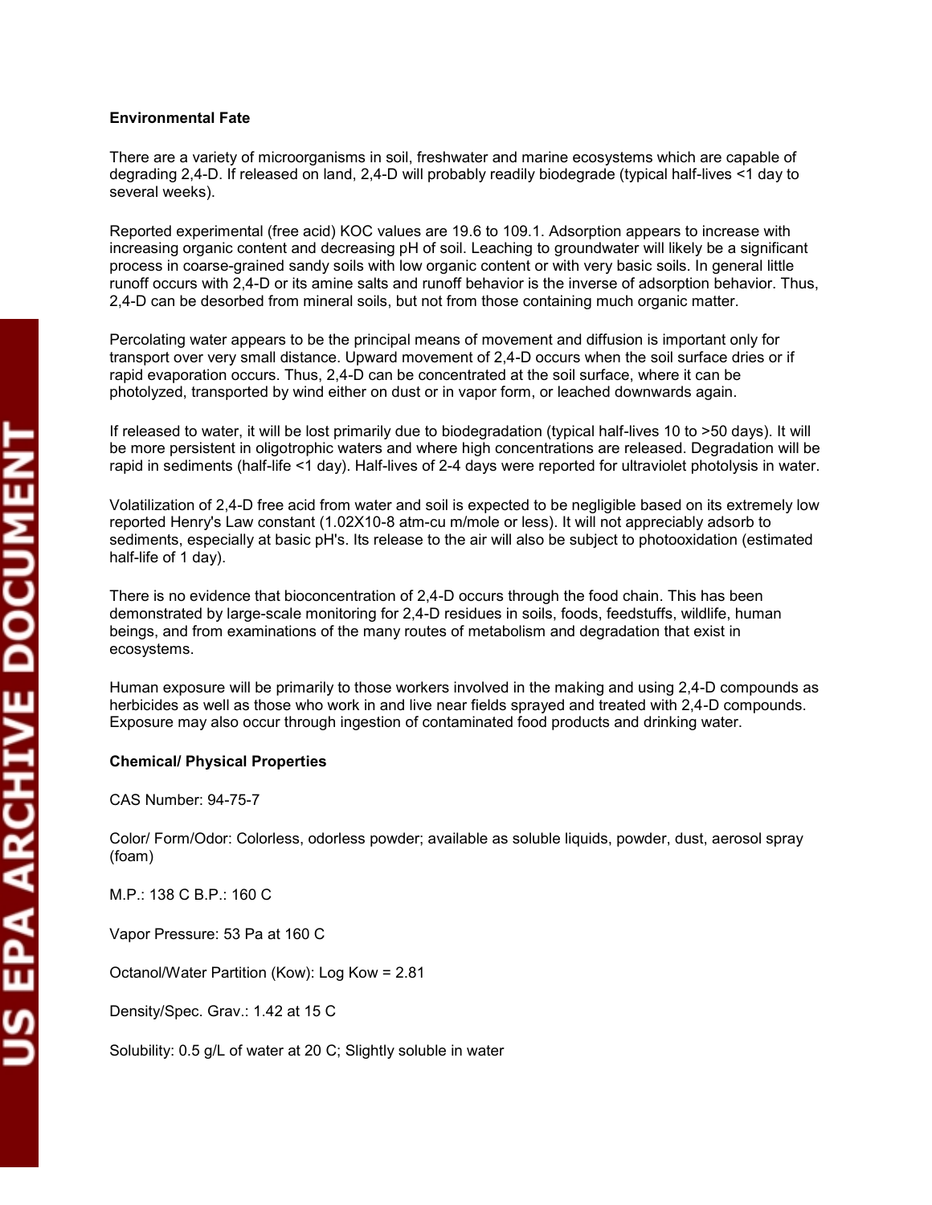**Environmental Fate**

There are a variety of microorganisms in soil, freshwater and marine ecosystems which are capable of degrading 2,4-D. If released on land, 2,4-D will probably readily biodegrade (typical half-lives <1 day to several weeks).

Reported experimental (free acid) KOC values are 19.6 to 109.1. Adsorption appears to increase with increasing organic content and decreasing pH of soil. Leaching to groundwater will likely be a significant process in coarse-grained sandy soils with low organic content or with very basic soils. In general little runoff occurs with 2,4-D or its amine salts and runoff behavior is the inverse of adsorption behavior. Thus, 2,4-D can be desorbed from mineral soils, but not from those containing much organic matter.

Percolating water appears to be the principal means of movement and diffusion is important only for transport over very small distance. Upward movement of 2,4-D occurs when the soil surface dries or if rapid evaporation occurs. Thus, 2,4-D can be concentrated at the soil surface, where it can be photolyzed, transported by wind either on dust or in vapor form, or leached downwards again.

If released to water, it will be lost primarily due to biodegradation (typical half-lives 10 to >50 days). It will be more persistent in oligotrophic waters and where high concentrations are released. Degradation will be rapid in sediments (half-life <1 day). Half-lives of 2-4 days were reported for ultraviolet photolysis in water.

Volatilization of 2,4-D free acid from water and soil is expected to be negligible based on its extremely low reported Henry's Law constant (1.02X10-8 atm-cu m/mole or less). It will not appreciably adsorb to sediments, especially at basic pH's. Its release to the air will also be subject to photooxidation (estimated half-life of 1 day).

There is no evidence that bioconcentration of 2,4-D occurs through the food chain. This has been demonstrated by large-scale monitoring for 2,4-D residues in soils, foods, feedstuffs, wildlife, human beings, and from examinations of the many routes of metabolism and degradation that exist in ecosystems.

Human exposure will be primarily to those workers involved in the making and using 2,4-D compounds as herbicides as well as those who work in and live near fields sprayed and treated with 2,4-D compounds. Exposure may also occur through ingestion of contaminated food products and drinking water.

**Chemical/ Physical Properties**

CAS Number: 94-75-7

Color/ Form/Odor: Colorless, odorless powder; available as soluble liquids, powder, dust, aerosol spray (foam)

M.P.: 138 C B.P.: 160 C

Vapor Pressure: 53 Pa at 160 C

Octanol/Water Partition (Kow): Log Kow = 2.81

Density/Spec. Grav.: 1.42 at 15 C

Solubility: 0.5 g/L of water at 20 C; Slightly soluble in water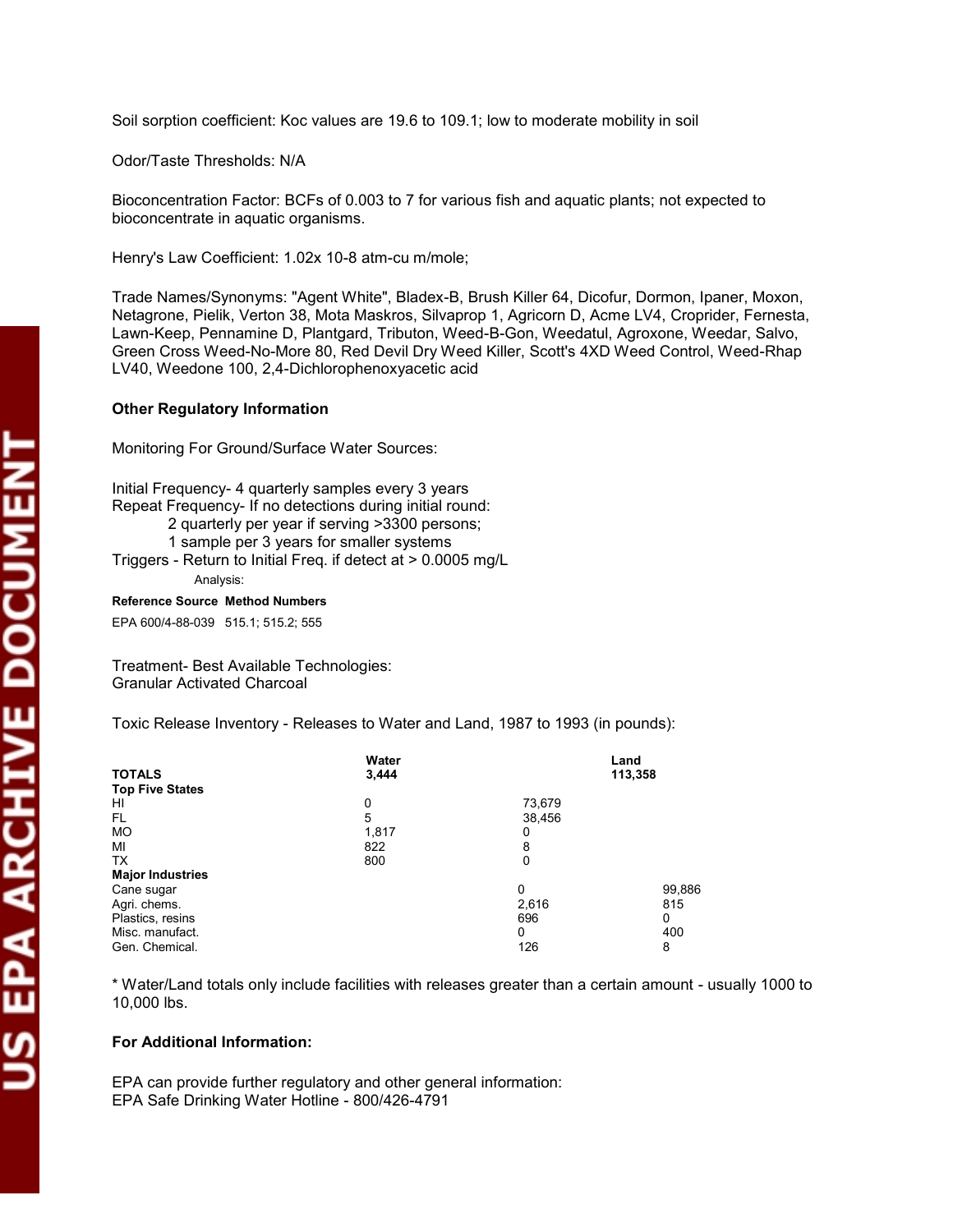Soil sorption coefficient: Koc values are 19.6 to 109.1; low to moderate mobility in soil

Odor/Taste Thresholds: N/A

Bioconcentration Factor: BCFs of 0.003 to 7 for various fish and aquatic plants; not expected to bioconcentrate in aquatic organisms.

Henry's Law Coefficient: 1.02x $10^{-8}$ atm-cu m/mole;

Trade Names/Synonyms: "Agent White", Bladex-B, Brush Killer 64, Dicofur, Dormon, Ipaner, Moxon, Netagrone, Pielik, Verton 38, Mota Maskros, Silvaprop 1, Agricorn D, Acme LV4, Croprider, Fernesta, Lawn-Keep, Pennamine D, Plantgard, Tributon, Weed-B-Gon, Weedatul, Agroxone, Weedar, Salvo, Green Cross Weed-No-More 80, Red Devil Dry Weed Killer, Scott's 4XD Weed Control, Weed-Rhap LV40, Weedone 100, 2,4-Dichlorophenoxyacetic acid

## Other Regulatory Information

Monitoring For Ground/Surface Water Sources:

Initial Frequency- 4 quarterly samples every 3 years
Repeat Frequency- If no detections during initial round:
- 2 quarterly per year if serving >3300 persons;
- 1 sample per 3 years for smaller systems

Triggers - Return to Initial Freq. if detect at > 0.0005 mg/L

Analysis:

| Reference Source | Method Numbers |
|---|---|
| EPA 600/4-88-039 | 515.1; 515.2; 555 |

Treatment- Best Available Technologies:
Granular Activated Charcoal

Toxic Release Inventory - Releases to Water and Land, 1987 to 1993 (in pounds):

| | Water | Land |
|---|---|---|
| **TOTALS** | **3,444** | **113,358** |
| **Top Five States** | | |
| HI | 0 | 73,679 |
| FL | 5 | 38,456 |
| MO | 1,817 | 0 |
| MI | 822 | 8 |
| TX | 800 | 0 |
| **Major Industries** | | |
| Cane sugar | 0 | 99,886 |
| Agri. chems. | 2,616 | 815 |
| Plastics, resins | 696 | 0 |
| Misc. manufact. | 0 | 400 |
| Gen. Chemical. | 126 | 8 |

\* Water/Land totals only include facilities with releases greater than a certain amount - usually 1000 to 10,000 lbs.

## For Additional Information:

EPA can provide further regulatory and other general information:
EPA Safe Drinking Water Hotline - 800/426-4791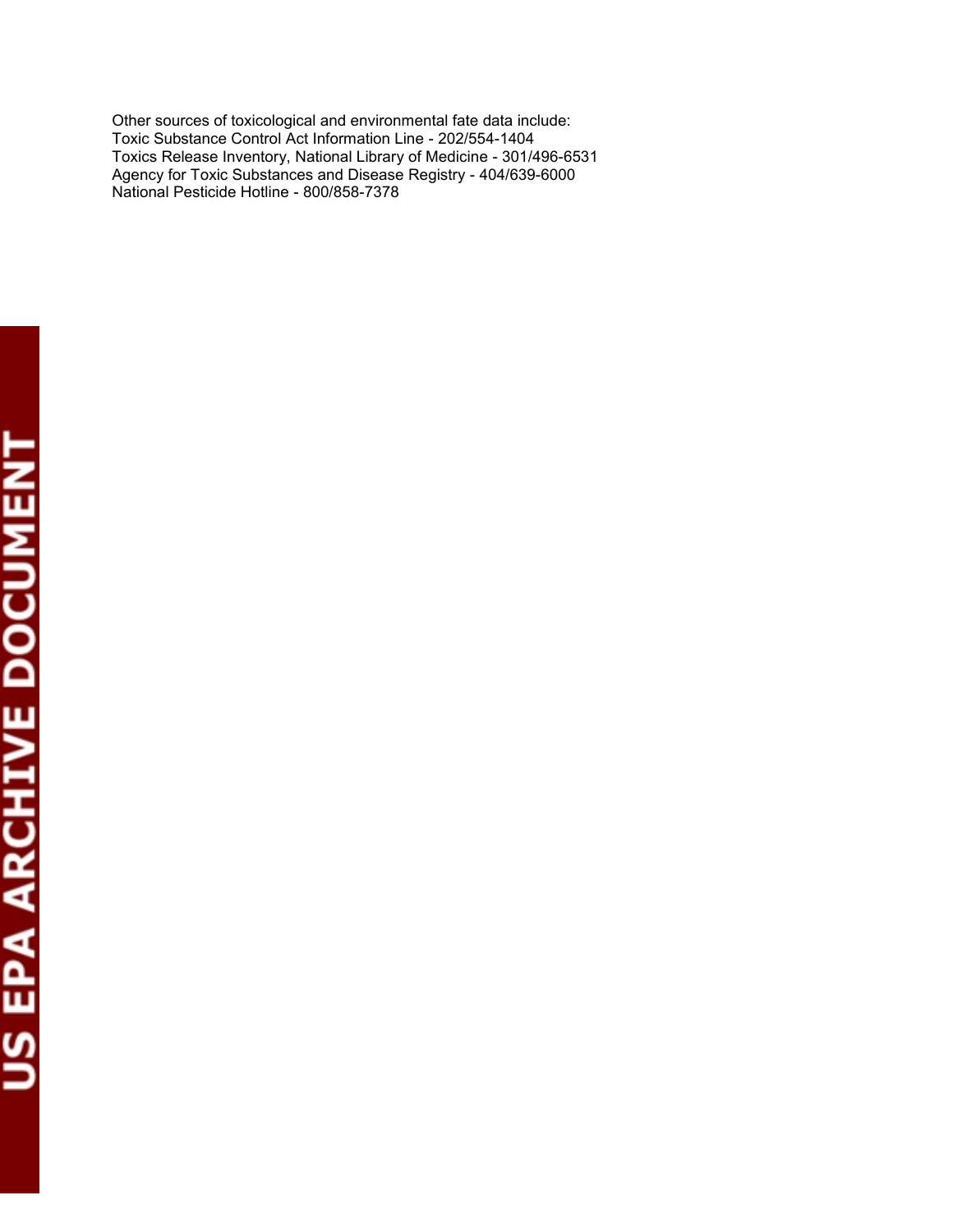Other sources of toxicological and environmental fate data include:
Toxic Substance Control Act Information Line - 202/554-1404
Toxics Release Inventory, National Library of Medicine - 301/496-6531
Agency for Toxic Substances and Disease Registry - 404/639-6000
National Pesticide Hotline - 800/858-7378